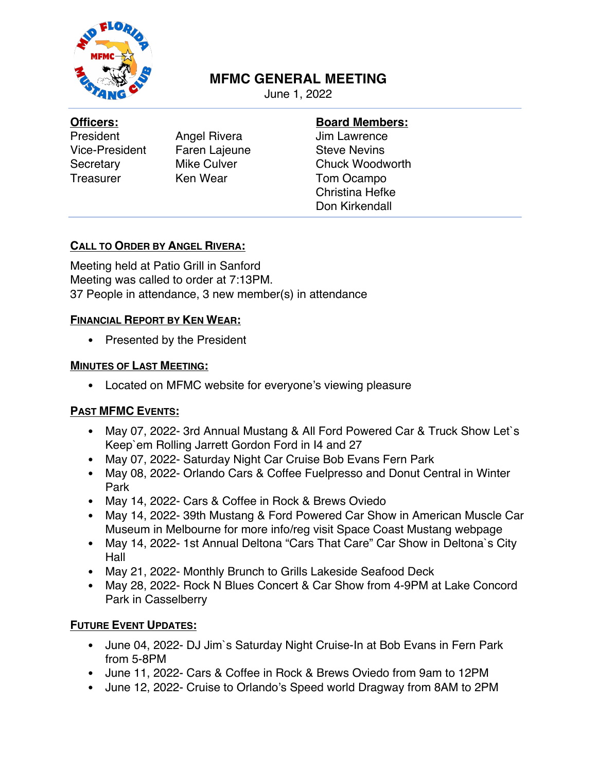# MFMC GENERAL MEETING

June 1, 2022

| **Officers:** | | **Board Members:** |
|---|---|---|
| President | Angel Rivera | Jim Lawrence |
| Vice-President | Faren Lajeune | Steve Nevins |
| Secretary | Mike Culver | Chuck Woodworth |
| Treasurer | Ken Wear | Tom Ocampo |
| | | Christina Hefke |
| | | Don Kirkendall |

## CALL TO ORDER BY ANGEL RIVERA:

Meeting held at Patio Grill in Sanford
Meeting was called to order at 7:13PM.
37 People in attendance, 3 new member(s) in attendance

## FINANCIAL REPORT BY KEN WEAR:

- Presented by the President

## MINUTES OF LAST MEETING:

- Located on MFMC website for everyone's viewing pleasure

## PAST MFMC EVENTS:

- May 07, 2022- 3rd Annual Mustang & All Ford Powered Car & Truck Show Let`s Keep`em Rolling Jarrett Gordon Ford in I4 and 27
- May 07, 2022- Saturday Night Car Cruise Bob Evans Fern Park
- May 08, 2022- Orlando Cars & Coffee Fuelpresso and Donut Central in Winter Park
- May 14, 2022- Cars & Coffee in Rock & Brews Oviedo
- May 14, 2022- 39th Mustang & Ford Powered Car Show in American Muscle Car Museum in Melbourne for more info/reg visit Space Coast Mustang webpage
- May 14, 2022- 1st Annual Deltona "Cars That Care" Car Show in Deltona`s City Hall
- May 21, 2022- Monthly Brunch to Grills Lakeside Seafood Deck
- May 28, 2022- Rock N Blues Concert & Car Show from 4-9PM at Lake Concord Park in Casselberry

## FUTURE EVENT UPDATES:

- June 04, 2022- DJ Jim`s Saturday Night Cruise-In at Bob Evans in Fern Park from 5-8PM
- June 11, 2022- Cars & Coffee in Rock & Brews Oviedo from 9am to 12PM
- June 12, 2022- Cruise to Orlando's Speed world Dragway from 8AM to 2PM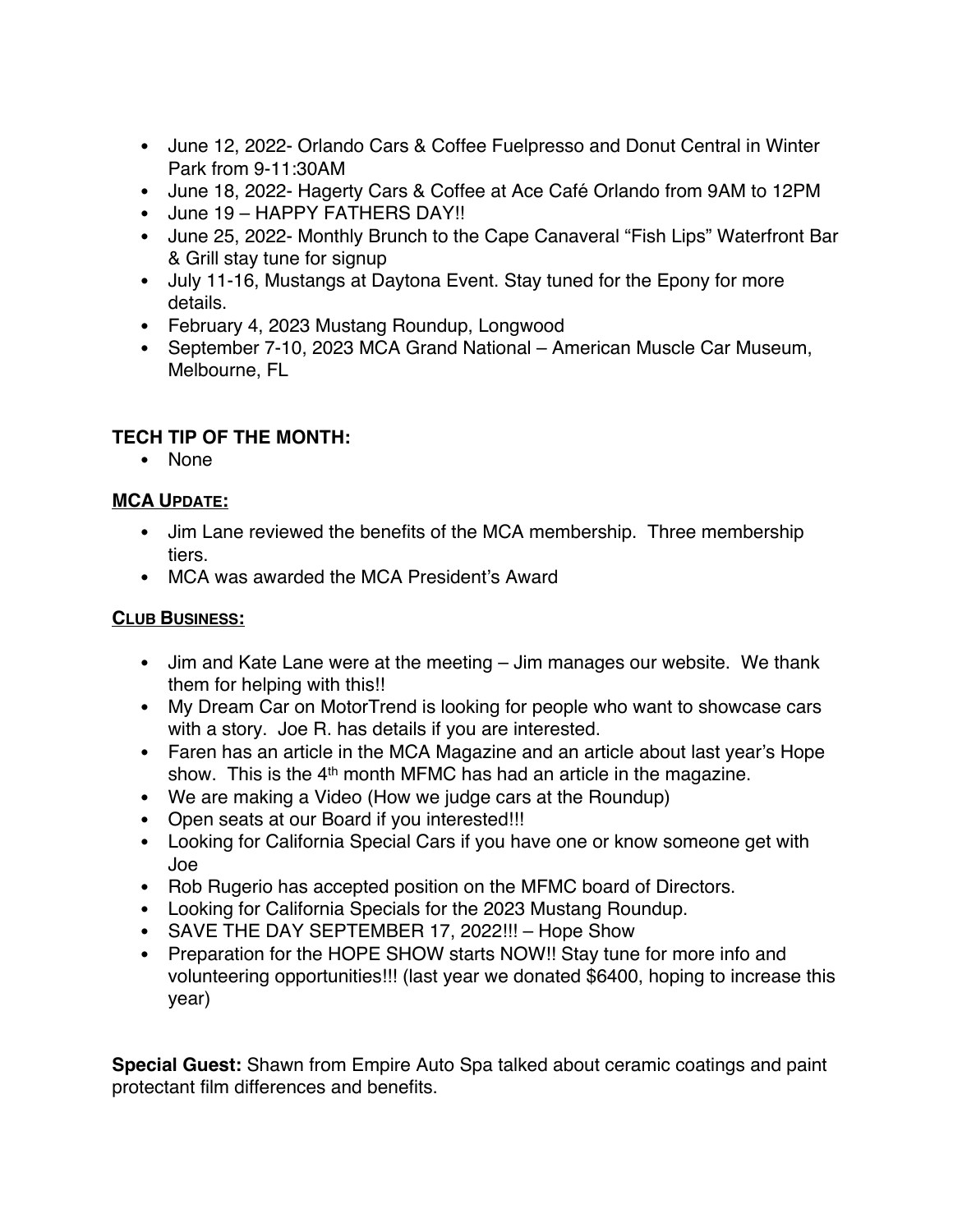- June 12, 2022- Orlando Cars & Coffee Fuelpresso and Donut Central in Winter Park from 9-11:30AM
- June 18, 2022- Hagerty Cars & Coffee at Ace Café Orlando from 9AM to 12PM
- June 19 – HAPPY FATHERS DAY!!
- June 25, 2022- Monthly Brunch to the Cape Canaveral "Fish Lips" Waterfront Bar & Grill stay tune for signup
- July 11-16, Mustangs at Daytona Event. Stay tuned for the Epony for more details.
- February 4, 2023 Mustang Roundup, Longwood
- September 7-10, 2023 MCA Grand National – American Muscle Car Museum, Melbourne, FL

**TECH TIP OF THE MONTH:**

- None

**MCA UPDATE:**

- Jim Lane reviewed the benefits of the MCA membership. Three membership tiers.
- MCA was awarded the MCA President's Award

**CLUB BUSINESS:**

- Jim and Kate Lane were at the meeting – Jim manages our website. We thank them for helping with this!!
- My Dream Car on MotorTrend is looking for people who want to showcase cars with a story. Joe R. has details if you are interested.
- Faren has an article in the MCA Magazine and an article about last year's Hope show. This is the 4th month MFMC has had an article in the magazine.
- We are making a Video (How we judge cars at the Roundup)
- Open seats at our Board if you interested!!!
- Looking for California Special Cars if you have one or know someone get with Joe
- Rob Rugerio has accepted position on the MFMC board of Directors.
- Looking for California Specials for the 2023 Mustang Roundup.
- SAVE THE DAY SEPTEMBER 17, 2022!!! – Hope Show
- Preparation for the HOPE SHOW starts NOW!! Stay tune for more info and volunteering opportunities!!! (last year we donated $6400, hoping to increase this year)

**Special Guest:** Shawn from Empire Auto Spa talked about ceramic coatings and paint protectant film differences and benefits.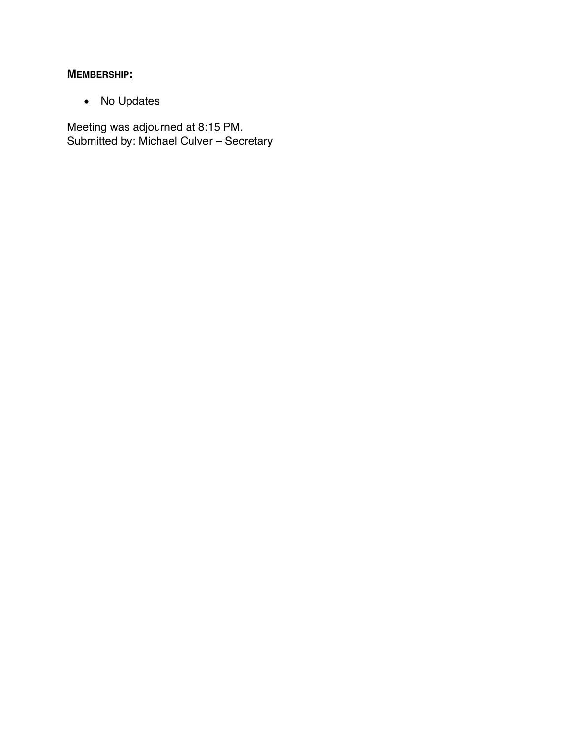**MEMBERSHIP:**

- No Updates

Meeting was adjourned at 8:15 PM.
Submitted by: Michael Culver – Secretary